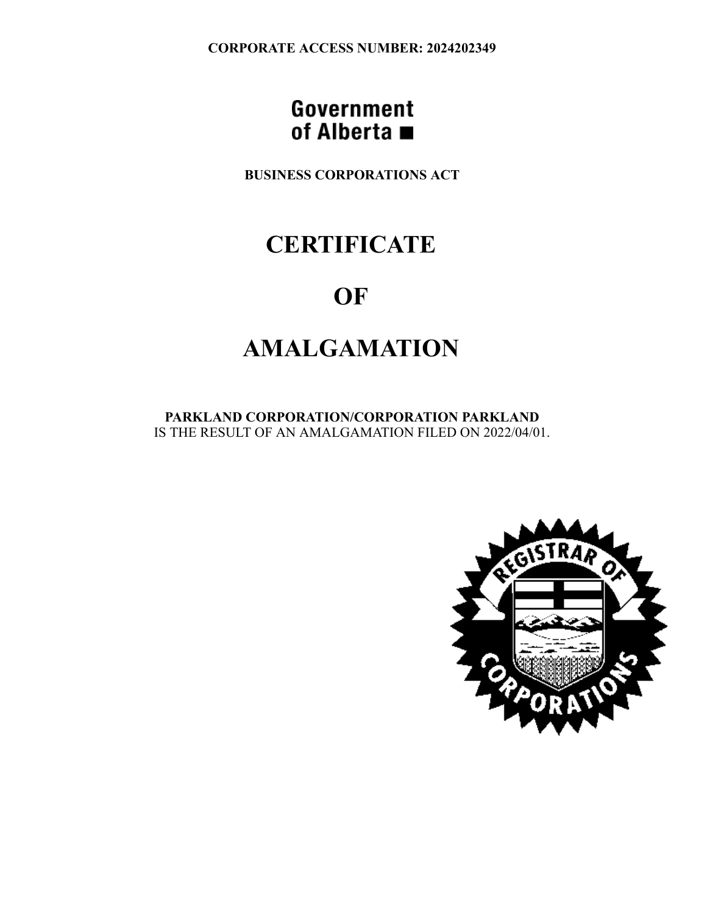**CORPORATE ACCESS NUMBER: 2024202349**

Government of Alberta

**BUSINESS CORPORATIONS ACT**

# CERTIFICATE

# OF

# AMALGAMATION

**PARKLAND CORPORATION/CORPORATION PARKLAND**
IS THE RESULT OF AN AMALGAMATION FILED ON 2022/04/01.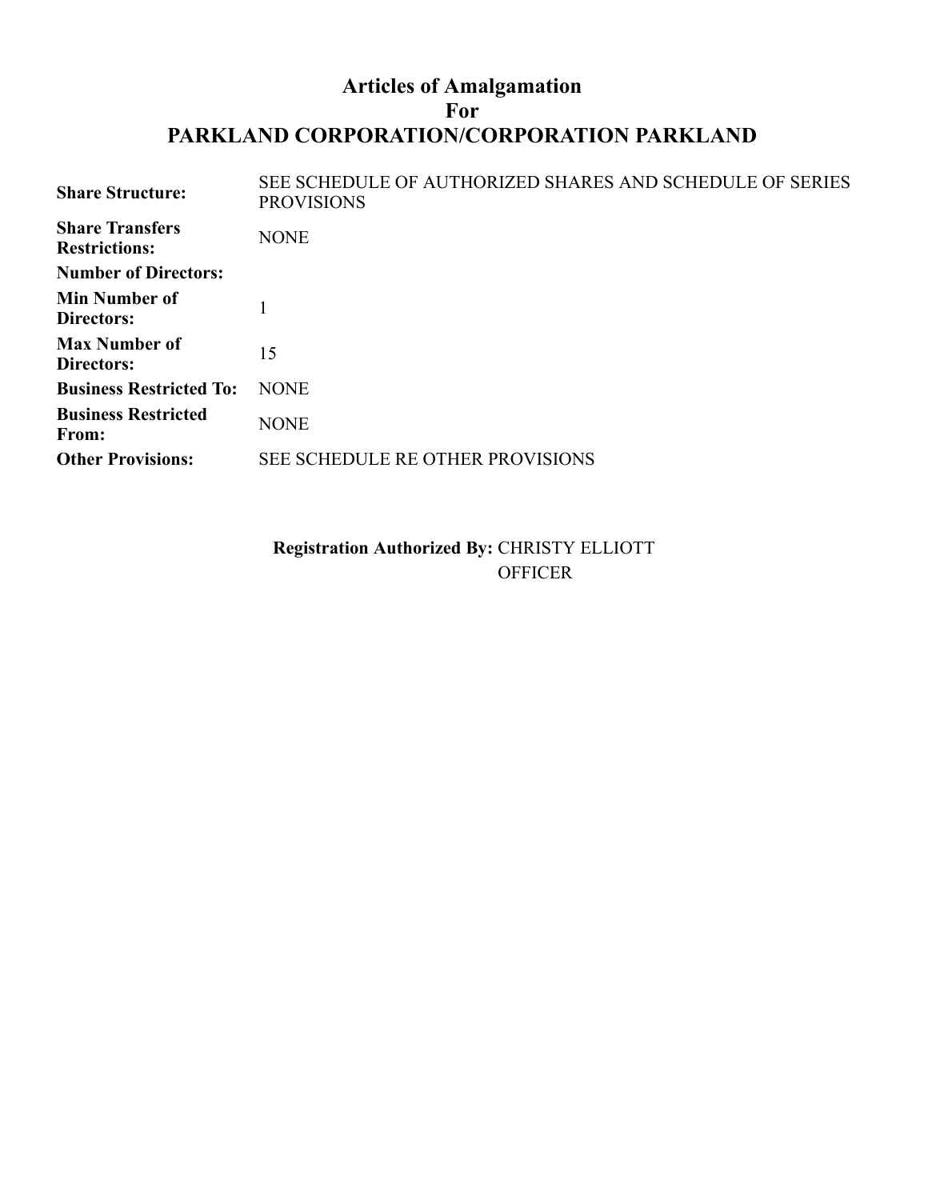# Articles of Amalgamation
## For
## PARKLAND CORPORATION/CORPORATION PARKLAND

| | |
|---|---|
| **Share Structure:** | SEE SCHEDULE OF AUTHORIZED SHARES AND SCHEDULE OF SERIES PROVISIONS |
| **Share Transfers Restrictions:** | NONE |
| **Number of Directors:** | |
| **Min Number of Directors:** | 1 |
| **Max Number of Directors:** | 15 |
| **Business Restricted To:** | NONE |
| **Business Restricted From:** | NONE |
| **Other Provisions:** | SEE SCHEDULE RE OTHER PROVISIONS |

**Registration Authorized By:** CHRISTY ELLIOTT
OFFICER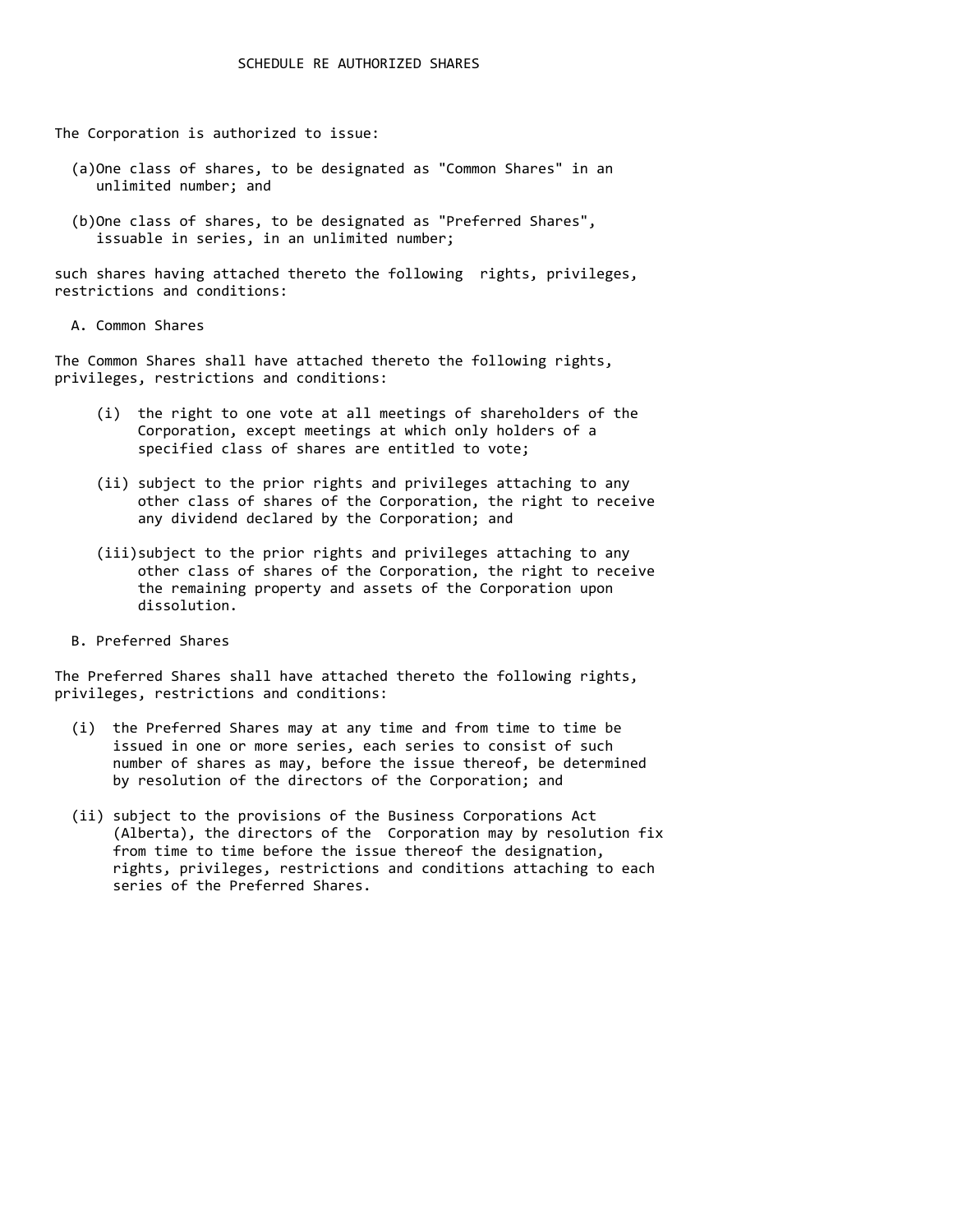# SCHEDULE RE AUTHORIZED SHARES

The Corporation is authorized to issue:

(a) One class of shares, to be designated as "Common Shares" in an unlimited number; and

(b) One class of shares, to be designated as "Preferred Shares", issuable in series, in an unlimited number;

such shares having attached thereto the following rights, privileges, restrictions and conditions:

## A. Common Shares

The Common Shares shall have attached thereto the following rights, privileges, restrictions and conditions:

(i) the right to one vote at all meetings of shareholders of the Corporation, except meetings at which only holders of a specified class of shares are entitled to vote;

(ii) subject to the prior rights and privileges attaching to any other class of shares of the Corporation, the right to receive any dividend declared by the Corporation; and

(iii) subject to the prior rights and privileges attaching to any other class of shares of the Corporation, the right to receive the remaining property and assets of the Corporation upon dissolution.

## B. Preferred Shares

The Preferred Shares shall have attached thereto the following rights, privileges, restrictions and conditions:

(i) the Preferred Shares may at any time and from time to time be issued in one or more series, each series to consist of such number of shares as may, before the issue thereof, be determined by resolution of the directors of the Corporation; and

(ii) subject to the provisions of the Business Corporations Act (Alberta), the directors of the Corporation may by resolution fix from time to time before the issue thereof the designation, rights, privileges, restrictions and conditions attaching to each series of the Preferred Shares.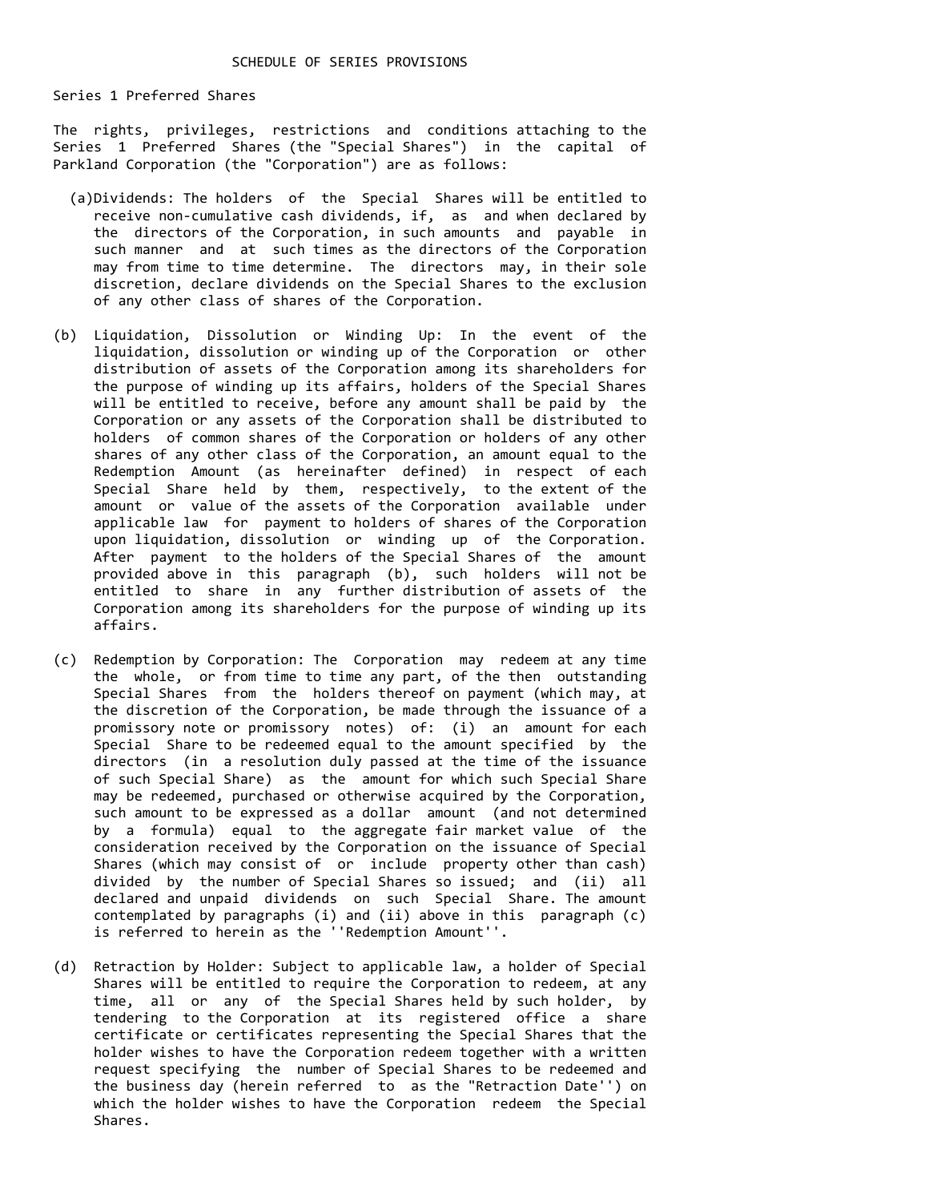# SCHEDULE OF SERIES PROVISIONS

Series 1 Preferred Shares

The rights, privileges, restrictions and conditions attaching to the Series 1 Preferred Shares (the "Special Shares") in the capital of Parkland Corporation (the "Corporation") are as follows:

(a) Dividends: The holders of the Special Shares will be entitled to receive non-cumulative cash dividends, if, as and when declared by the directors of the Corporation, in such amounts and payable in such manner and at such times as the directors of the Corporation may from time to time determine. The directors may, in their sole discretion, declare dividends on the Special Shares to the exclusion of any other class of shares of the Corporation.

(b) Liquidation, Dissolution or Winding Up: In the event of the liquidation, dissolution or winding up of the Corporation or other distribution of assets of the Corporation among its shareholders for the purpose of winding up its affairs, holders of the Special Shares will be entitled to receive, before any amount shall be paid by the Corporation or any assets of the Corporation shall be distributed to holders of common shares of the Corporation or holders of any other shares of any other class of the Corporation, an amount equal to the Redemption Amount (as hereinafter defined) in respect of each Special Share held by them, respectively, to the extent of the amount or value of the assets of the Corporation available under applicable law for payment to holders of shares of the Corporation upon liquidation, dissolution or winding up of the Corporation. After payment to the holders of the Special Shares of the amount provided above in this paragraph (b), such holders will not be entitled to share in any further distribution of assets of the Corporation among its shareholders for the purpose of winding up its affairs.

(c) Redemption by Corporation: The Corporation may redeem at any time the whole, or from time to time any part, of the then outstanding Special Shares from the holders thereof on payment (which may, at the discretion of the Corporation, be made through the issuance of a promissory note or promissory notes) of: (i) an amount for each Special Share to be redeemed equal to the amount specified by the directors (in a resolution duly passed at the time of the issuance of such Special Share) as the amount for which such Special Share may be redeemed, purchased or otherwise acquired by the Corporation, such amount to be expressed as a dollar amount (and not determined by a formula) equal to the aggregate fair market value of the consideration received by the Corporation on the issuance of Special Shares (which may consist of or include property other than cash) divided by the number of Special Shares so issued; and (ii) all declared and unpaid dividends on such Special Share. The amount contemplated by paragraphs (i) and (ii) above in this paragraph (c) is referred to herein as the ''Redemption Amount''.

(d) Retraction by Holder: Subject to applicable law, a holder of Special Shares will be entitled to require the Corporation to redeem, at any time, all or any of the Special Shares held by such holder, by tendering to the Corporation at its registered office a share certificate or certificates representing the Special Shares that the holder wishes to have the Corporation redeem together with a written request specifying the number of Special Shares to be redeemed and the business day (herein referred to as the "Retraction Date'') on which the holder wishes to have the Corporation redeem the Special Shares.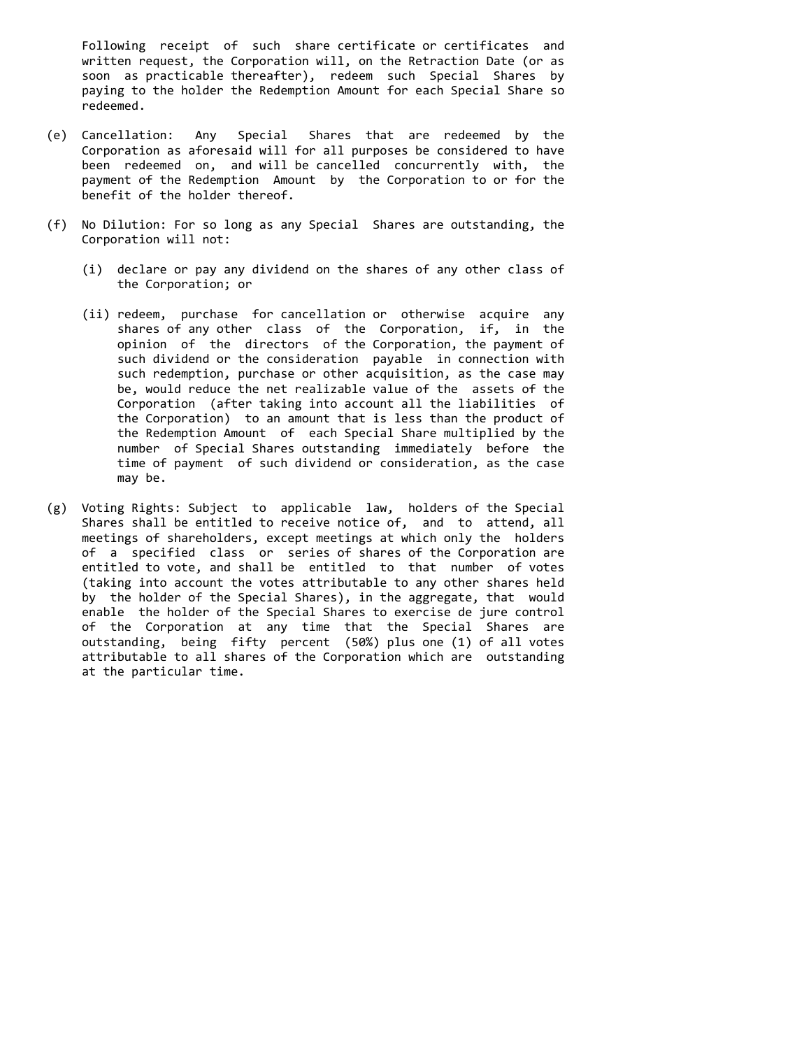Following receipt of such share certificate or certificates and written request, the Corporation will, on the Retraction Date (or as soon as practicable thereafter), redeem such Special Shares by paying to the holder the Redemption Amount for each Special Share so redeemed.

(e) Cancellation: Any Special Shares that are redeemed by the Corporation as aforesaid will for all purposes be considered to have been redeemed on, and will be cancelled concurrently with, the payment of the Redemption Amount by the Corporation to or for the benefit of the holder thereof.

(f) No Dilution: For so long as any Special Shares are outstanding, the Corporation will not:

   (i) declare or pay any dividend on the shares of any other class of the Corporation; or

   (ii) redeem, purchase for cancellation or otherwise acquire any shares of any other class of the Corporation, if, in the opinion of the directors of the Corporation, the payment of such dividend or the consideration payable in connection with such redemption, purchase or other acquisition, as the case may be, would reduce the net realizable value of the assets of the Corporation (after taking into account all the liabilities of the Corporation) to an amount that is less than the product of the Redemption Amount of each Special Share multiplied by the number of Special Shares outstanding immediately before the time of payment of such dividend or consideration, as the case may be.

(g) Voting Rights: Subject to applicable law, holders of the Special Shares shall be entitled to receive notice of, and to attend, all meetings of shareholders, except meetings at which only the holders of a specified class or series of shares of the Corporation are entitled to vote, and shall be entitled to that number of votes (taking into account the votes attributable to any other shares held by the holder of the Special Shares), in the aggregate, that would enable the holder of the Special Shares to exercise de jure control of the Corporation at any time that the Special Shares are outstanding, being fifty percent (50%) plus one (1) of all votes attributable to all shares of the Corporation which are outstanding at the particular time.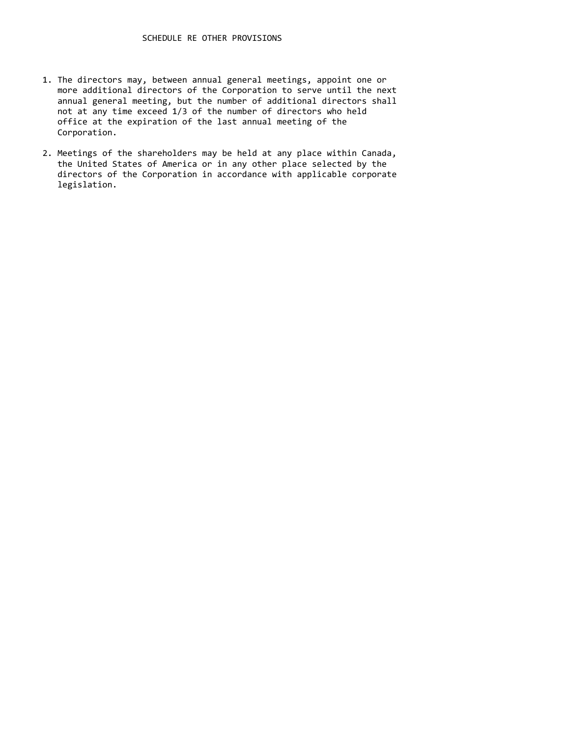# SCHEDULE RE OTHER PROVISIONS

1. The directors may, between annual general meetings, appoint one or more additional directors of the Corporation to serve until the next annual general meeting, but the number of additional directors shall not at any time exceed 1/3 of the number of directors who held office at the expiration of the last annual meeting of the Corporation.

2. Meetings of the shareholders may be held at any place within Canada, the United States of America or in any other place selected by the directors of the Corporation in accordance with applicable corporate legislation.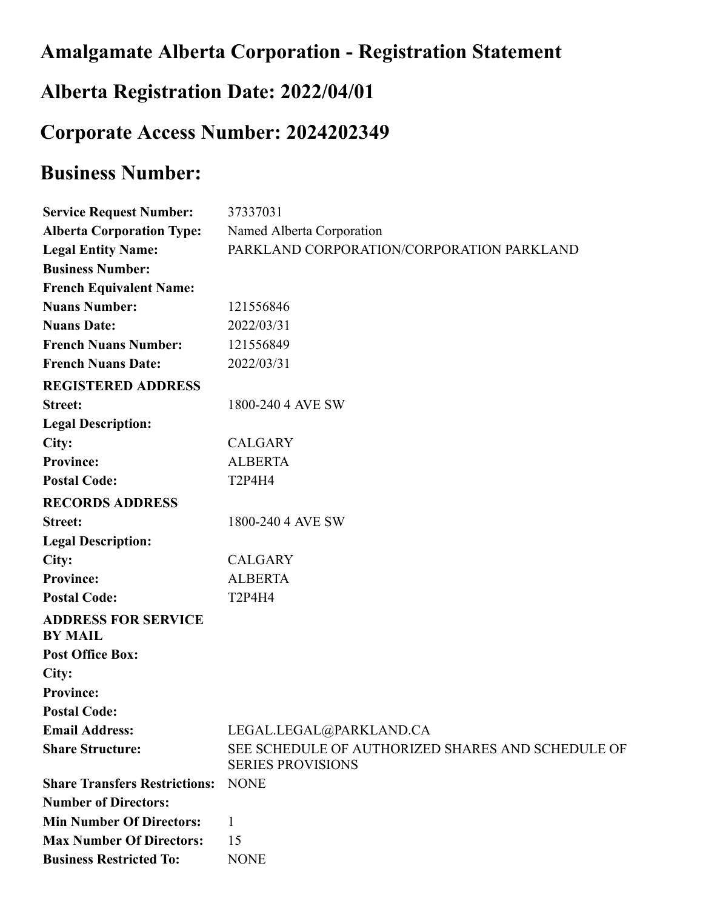# Amalgamate Alberta Corporation - Registration Statement

## Alberta Registration Date: 2022/04/01

## Corporate Access Number: 2024202349

## Business Number:

| | |
|---|---|
| **Service Request Number:** | 37337031 |
| **Alberta Corporation Type:** | Named Alberta Corporation |
| **Legal Entity Name:** | PARKLAND CORPORATION/CORPORATION PARKLAND |
| **Business Number:** | |
| **French Equivalent Name:** | |
| **Nuans Number:** | 121556846 |
| **Nuans Date:** | 2022/03/31 |
| **French Nuans Number:** | 121556849 |
| **French Nuans Date:** | 2022/03/31 |
| **REGISTERED ADDRESS** | |
| **Street:** | 1800-240 4 AVE SW |
| **Legal Description:** | |
| **City:** | CALGARY |
| **Province:** | ALBERTA |
| **Postal Code:** | T2P4H4 |
| **RECORDS ADDRESS** | |
| **Street:** | 1800-240 4 AVE SW |
| **Legal Description:** | |
| **City:** | CALGARY |
| **Province:** | ALBERTA |
| **Postal Code:** | T2P4H4 |
| **ADDRESS FOR SERVICE BY MAIL** | |
| **Post Office Box:** | |
| **City:** | |
| **Province:** | |
| **Postal Code:** | |
| **Email Address:** | LEGAL.LEGAL@PARKLAND.CA |
| **Share Structure:** | SEE SCHEDULE OF AUTHORIZED SHARES AND SCHEDULE OF SERIES PROVISIONS |
| **Share Transfers Restrictions:** | NONE |
| **Number of Directors:** | |
| **Min Number Of Directors:** | 1 |
| **Max Number Of Directors:** | 15 |
| **Business Restricted To:** | NONE |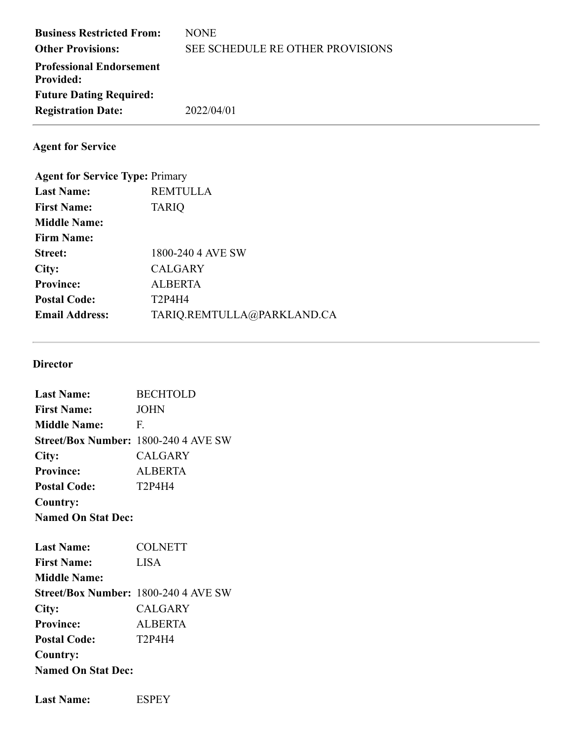| | |
|---|---|
| **Business Restricted From:** | NONE |
| **Other Provisions:** | SEE SCHEDULE RE OTHER PROVISIONS |
| **Professional Endorsement Provided:** | |
| **Future Dating Required:** | |
| **Registration Date:** | 2022/04/01 |

---

### Agent for Service

| | |
|---|---|
| **Agent for Service Type:** | Primary |
| **Last Name:** | REMTULLA |
| **First Name:** | TARIQ |
| **Middle Name:** | |
| **Firm Name:** | |
| **Street:** | 1800-240 4 AVE SW |
| **City:** | CALGARY |
| **Province:** | ALBERTA |
| **Postal Code:** | T2P4H4 |
| **Email Address:** | TARIQ.REMTULLA@PARKLAND.CA |

---

### Director

| | |
|---|---|
| **Last Name:** | BECHTOLD |
| **First Name:** | JOHN |
| **Middle Name:** | F. |
| **Street/Box Number:** | 1800-240 4 AVE SW |
| **City:** | CALGARY |
| **Province:** | ALBERTA |
| **Postal Code:** | T2P4H4 |
| **Country:** | |
| **Named On Stat Dec:** | |

| | |
|---|---|
| **Last Name:** | COLNETT |
| **First Name:** | LISA |
| **Middle Name:** | |
| **Street/Box Number:** | 1800-240 4 AVE SW |
| **City:** | CALGARY |
| **Province:** | ALBERTA |
| **Postal Code:** | T2P4H4 |
| **Country:** | |
| **Named On Stat Dec:** | |

| | |
|---|---|
| **Last Name:** | ESPEY |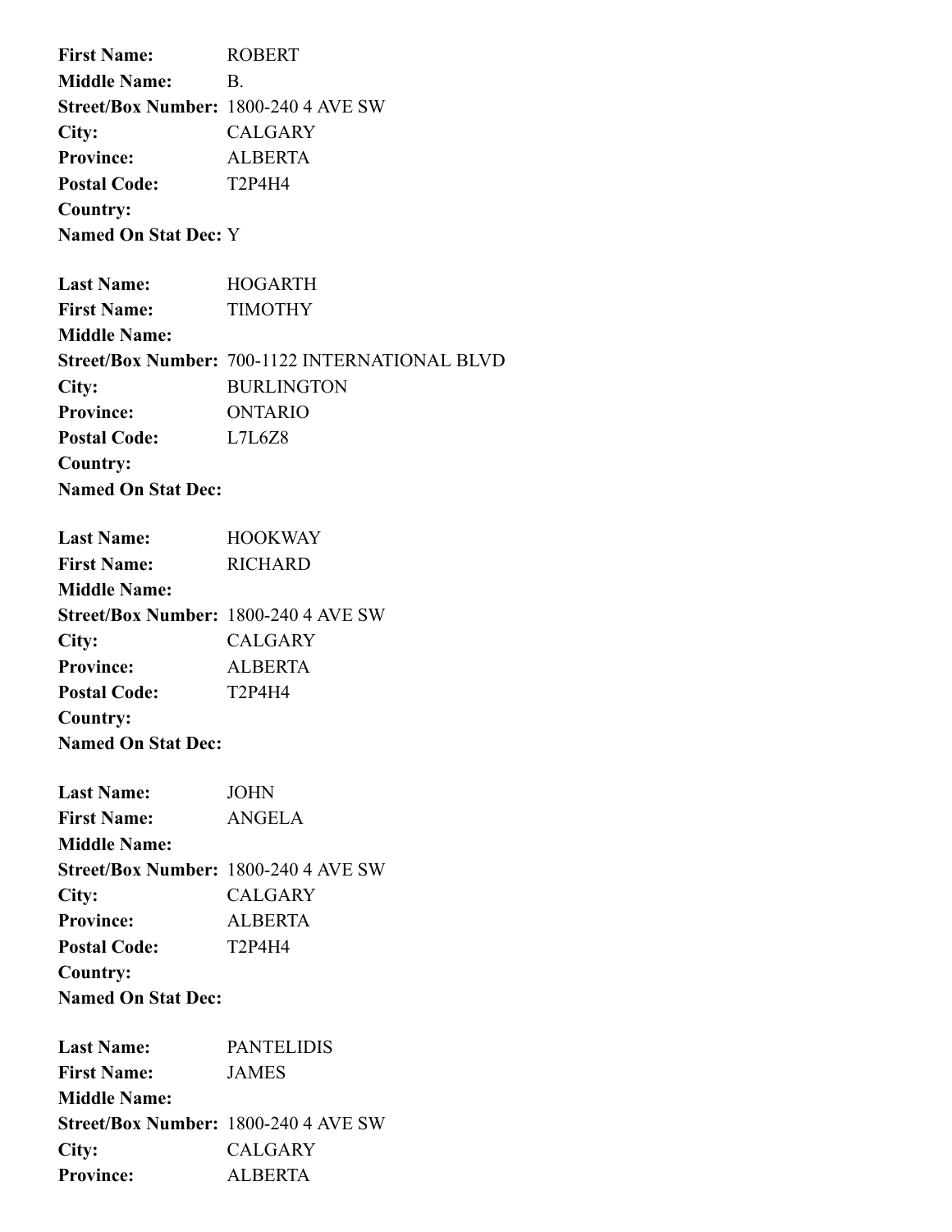**First Name:** ROBERT
**Middle Name:** B.
**Street/Box Number:** 1800-240 4 AVE SW
**City:** CALGARY
**Province:** ALBERTA
**Postal Code:** T2P4H4
**Country:**
**Named On Stat Dec:** Y

**Last Name:** HOGARTH
**First Name:** TIMOTHY
**Middle Name:**
**Street/Box Number:** 700-1122 INTERNATIONAL BLVD
**City:** BURLINGTON
**Province:** ONTARIO
**Postal Code:** L7L6Z8
**Country:**
**Named On Stat Dec:**

**Last Name:** HOOKWAY
**First Name:** RICHARD
**Middle Name:**
**Street/Box Number:** 1800-240 4 AVE SW
**City:** CALGARY
**Province:** ALBERTA
**Postal Code:** T2P4H4
**Country:**
**Named On Stat Dec:**

**Last Name:** JOHN
**First Name:** ANGELA
**Middle Name:**
**Street/Box Number:** 1800-240 4 AVE SW
**City:** CALGARY
**Province:** ALBERTA
**Postal Code:** T2P4H4
**Country:**
**Named On Stat Dec:**

**Last Name:** PANTELIDIS
**First Name:** JAMES
**Middle Name:**
**Street/Box Number:** 1800-240 4 AVE SW
**City:** CALGARY
**Province:** ALBERTA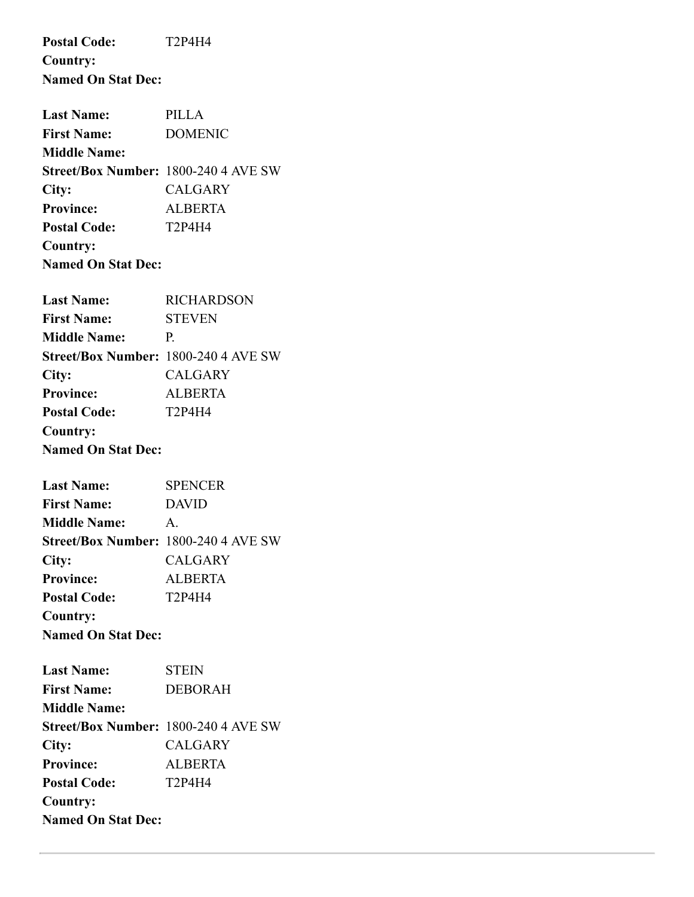**Postal Code:** T2P4H4
**Country:**
**Named On Stat Dec:**

**Last Name:** PILLA
**First Name:** DOMENIC
**Middle Name:**
**Street/Box Number:** 1800-240 4 AVE SW
**City:** CALGARY
**Province:** ALBERTA
**Postal Code:** T2P4H4
**Country:**
**Named On Stat Dec:**

**Last Name:** RICHARDSON
**First Name:** STEVEN
**Middle Name:** P.
**Street/Box Number:** 1800-240 4 AVE SW
**City:** CALGARY
**Province:** ALBERTA
**Postal Code:** T2P4H4
**Country:**
**Named On Stat Dec:**

**Last Name:** SPENCER
**First Name:** DAVID
**Middle Name:** A.
**Street/Box Number:** 1800-240 4 AVE SW
**City:** CALGARY
**Province:** ALBERTA
**Postal Code:** T2P4H4
**Country:**
**Named On Stat Dec:**

**Last Name:** STEIN
**First Name:** DEBORAH
**Middle Name:**
**Street/Box Number:** 1800-240 4 AVE SW
**City:** CALGARY
**Province:** ALBERTA
**Postal Code:** T2P4H4
**Country:**
**Named On Stat Dec:**

---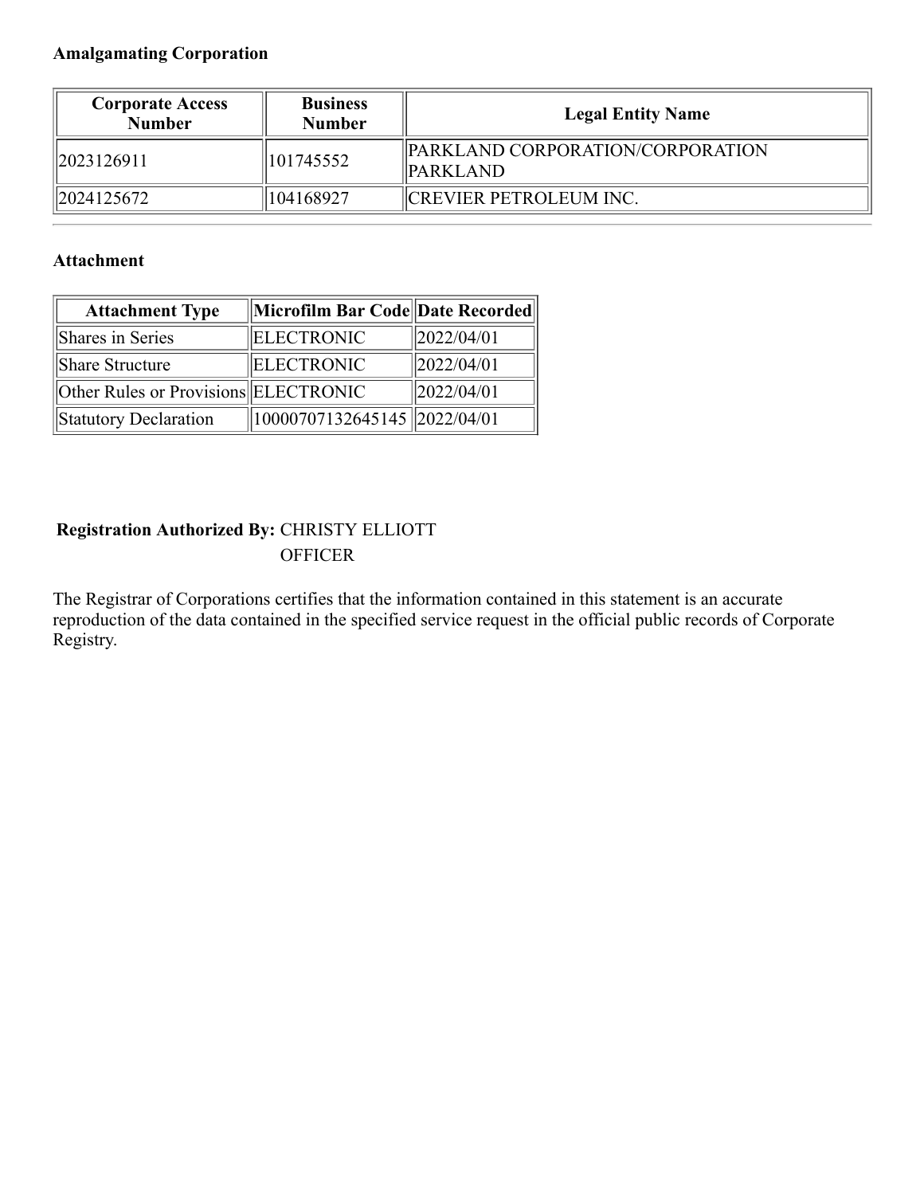### Amalgamating Corporation

| Corporate Access Number | Business Number | Legal Entity Name |
|---|---|---|
| 2023126911 | 101745552 | PARKLAND CORPORATION/CORPORATION PARKLAND |
| 2024125672 | 104168927 | CREVIER PETROLEUM INC. |

---

### Attachment

| Attachment Type | Microfilm Bar Code | Date Recorded |
|---|---|---|
| Shares in Series | ELECTRONIC | 2022/04/01 |
| Share Structure | ELECTRONIC | 2022/04/01 |
| Other Rules or Provisions | ELECTRONIC | 2022/04/01 |
| Statutory Declaration | 10000707132645145 | 2022/04/01 |

**Registration Authorized By:** CHRISTY ELLIOTT
OFFICER

The Registrar of Corporations certifies that the information contained in this statement is an accurate reproduction of the data contained in the specified service request in the official public records of Corporate Registry.